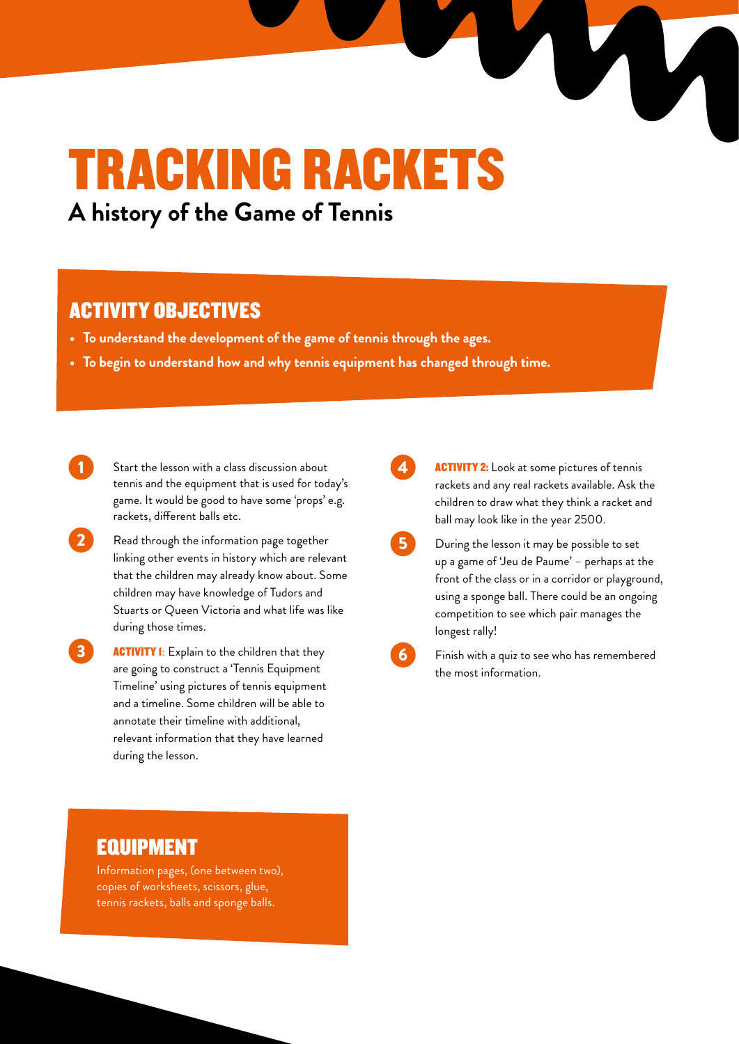# TRACKING RACKETS

## A history of the Game of Tennis

## ACTIVITY OBJECTIVES

- **To understand the development of the game of tennis through the ages.**
- **To begin to understand how and why tennis equipment has changed through time.**

1. Start the lesson with a class discussion about tennis and the equipment that is used for today's game. It would be good to have some 'props' e.g. rackets, different balls etc.

2. Read through the information page together linking other events in history which are relevant that the children may already know about. Some children may have knowledge of Tudors and Stuarts or Queen Victoria and what life was like during those times.

3. **ACTIVITY 1**: Explain to the children that they are going to construct a 'Tennis Equipment Timeline' using pictures of tennis equipment and a timeline. Some children will be able to annotate their timeline with additional, relevant information that they have learned during the lesson.

4. **ACTIVITY 2:** Look at some pictures of tennis rackets and any real rackets available. Ask the children to draw what they think a racket and ball may look like in the year 2500.

5. During the lesson it may be possible to set up a game of 'Jeu de Paume' – perhaps at the front of the class or in a corridor or playground, using a sponge ball. There could be an ongoing competition to see which pair manages the longest rally!

6. Finish with a quiz to see who has remembered the most information.

## EQUIPMENT

Information pages, (one between two), copies of worksheets, scissors, glue, tennis rackets, balls and sponge balls.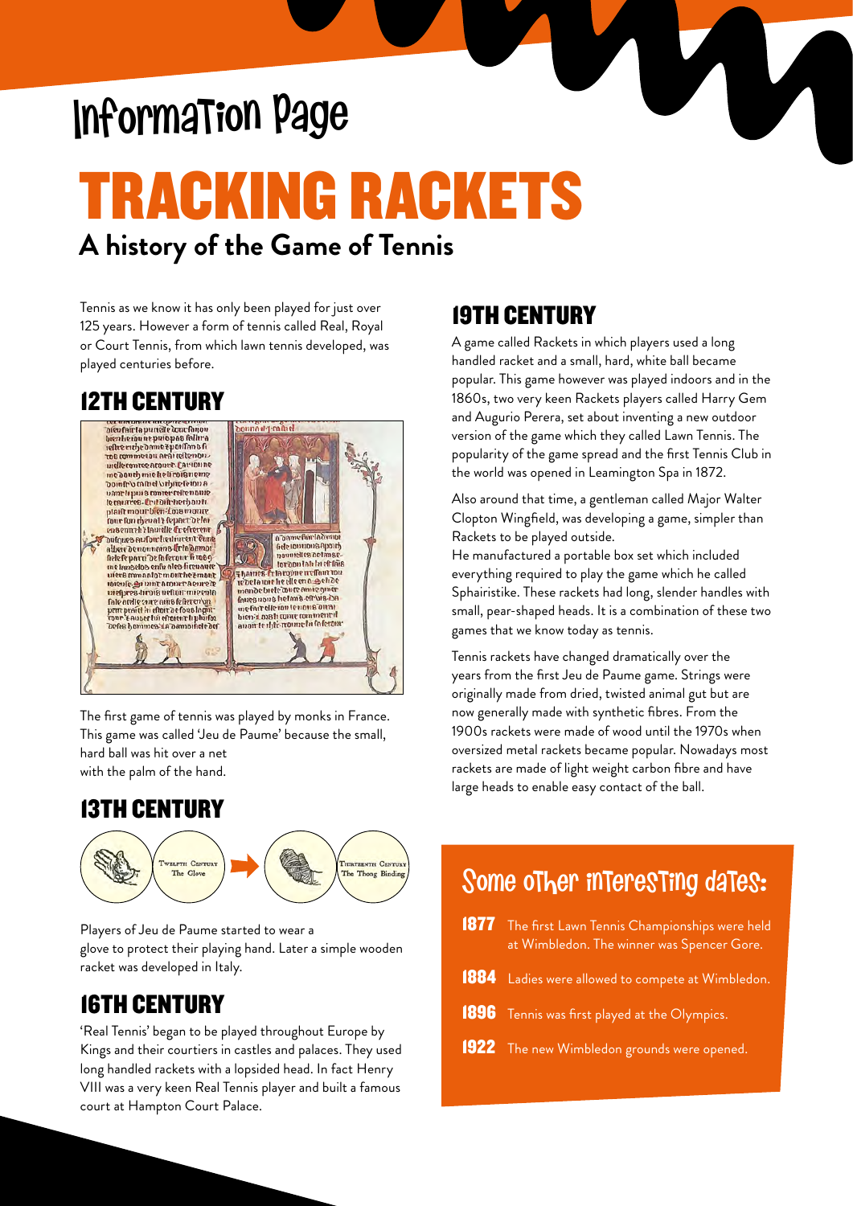# Information Page

# TRACKING RACKETS

## A history of the Game of Tennis

Tennis as we know it has only been played for just over 125 years. However a form of tennis called Real, Royal or Court Tennis, from which lawn tennis developed, was played centuries before.

## 12TH CENTURY

The first game of tennis was played by monks in France. This game was called 'Jeu de Paume' because the small, hard ball was hit over a net with the palm of the hand.

## 13TH CENTURY

Twelfth Century The Glove → Thirteenth Century The Thong Binding

Players of Jeu de Paume started to wear a glove to protect their playing hand. Later a simple wooden racket was developed in Italy.

## 16TH CENTURY

'Real Tennis' began to be played throughout Europe by Kings and their courtiers in castles and palaces. They used long handled rackets with a lopsided head. In fact Henry VIII was a very keen Real Tennis player and built a famous court at Hampton Court Palace.

## 19TH CENTURY

A game called Rackets in which players used a long handled racket and a small, hard, white ball became popular. This game however was played indoors and in the 1860s, two very keen Rackets players called Harry Gem and Augurio Perera, set about inventing a new outdoor version of the game which they called Lawn Tennis. The popularity of the game spread and the first Tennis Club in the world was opened in Leamington Spa in 1872.

Also around that time, a gentleman called Major Walter Clopton Wingfield, was developing a game, simpler than Rackets to be played outside.
He manufactured a portable box set which included everything required to play the game which he called Sphairistike. These rackets had long, slender handles with small, pear-shaped heads. It is a combination of these two games that we know today as tennis.

Tennis rackets have changed dramatically over the years from the first Jeu de Paume game. Strings were originally made from dried, twisted animal gut but are now generally made with synthetic fibres. From the 1900s rackets were made of wood until the 1970s when oversized metal rackets became popular. Nowadays most rackets are made of light weight carbon fibre and have large heads to enable easy contact of the ball.

## Some other interesting dates:

- **1877** The first Lawn Tennis Championships were held at Wimbledon. The winner was Spencer Gore.
- **1884** Ladies were allowed to compete at Wimbledon.
- **1896** Tennis was first played at the Olympics.
- **1922** The new Wimbledon grounds were opened.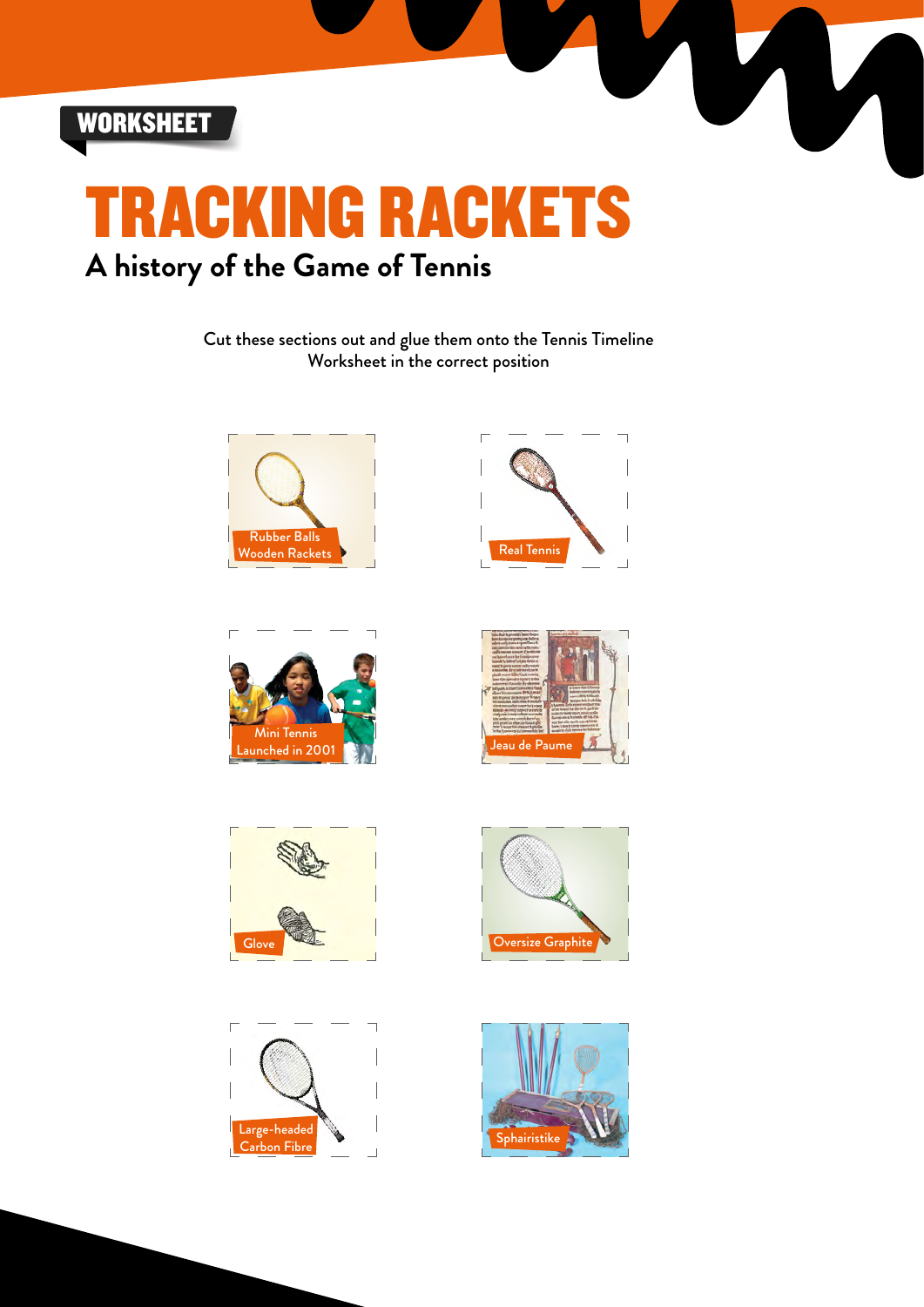WORKSHEET

# TRACKING RACKETS

## A history of the Game of Tennis

Cut these sections out and glue them onto the Tennis Timeline Worksheet in the correct position

Rubber Balls
Wooden Rackets

Real Tennis

Mini Tennis
Launched in 2001

Jeau de Paume

Glove

Oversize Graphite

Large-headed
Carbon Fibre

Sphairistike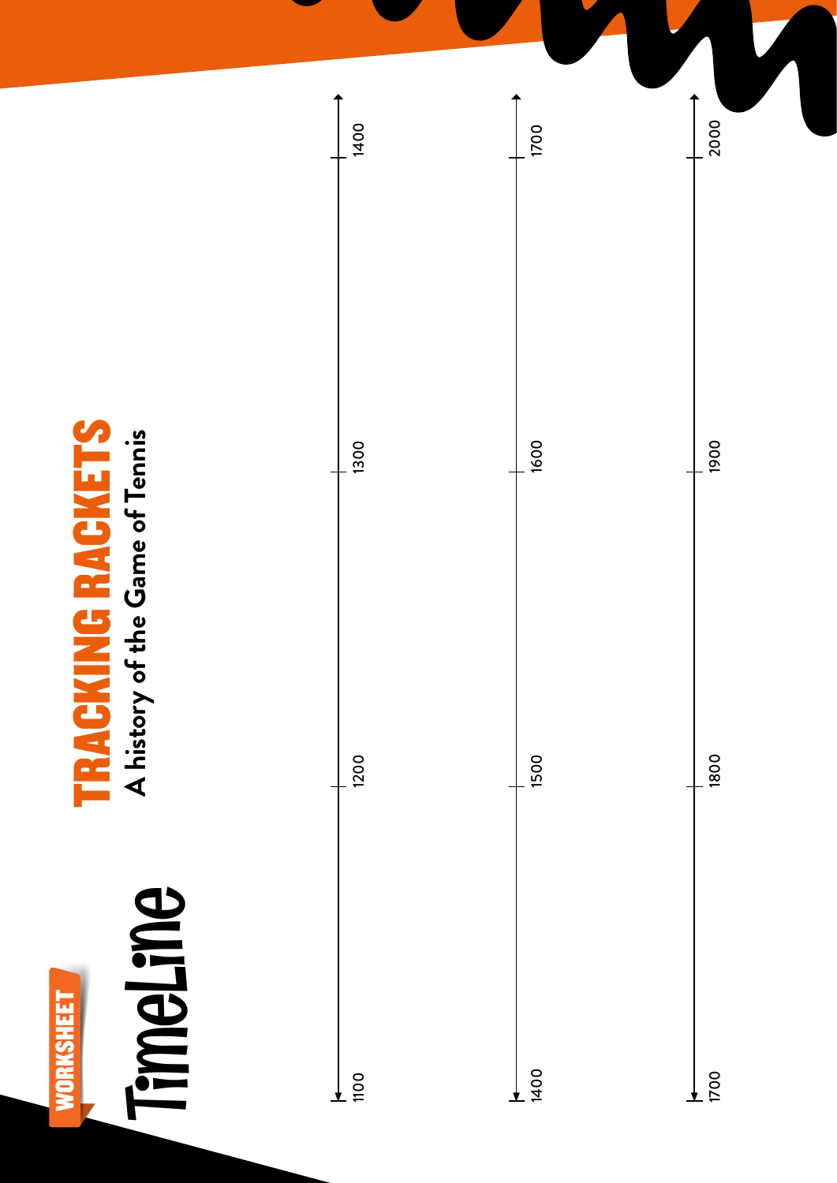WORKSHEET

# TimeLine

## TRACKING RACKETS

### A history of the Game of Tennis

1100 — 1200 — 1300 — 1400

1400 — 1500 — 1600 — 1700

1700 — 1800 — 1900 — 2000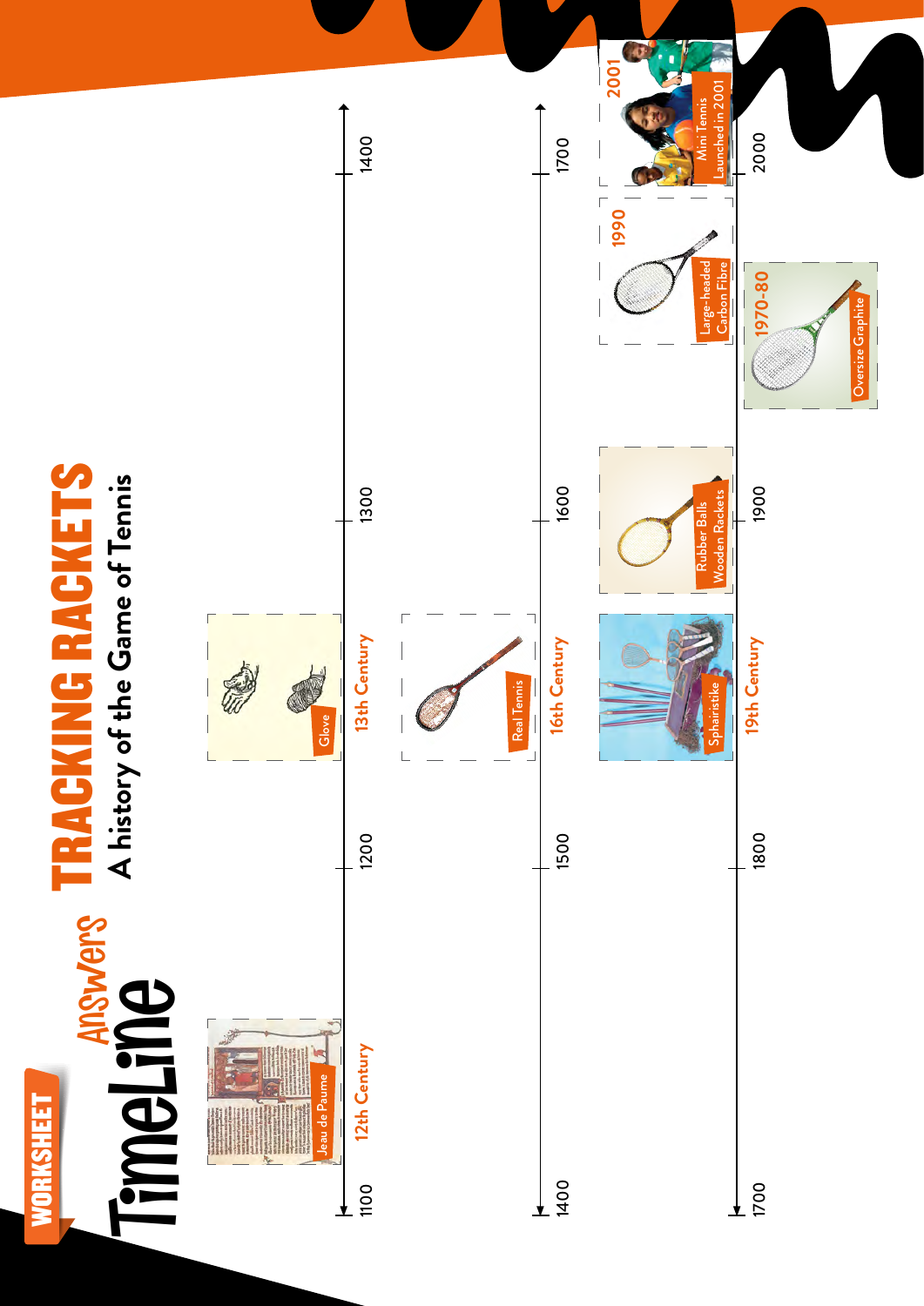WORKSHEET

# TimeLine Answers

# TRACKING RACKETS

## A history of the Game of Tennis

1100

12th Century

Jeau de Paume

1200

13th Century

Glove

1300

1400

1400

1500

16th Century

Real Tennis

1600

1700

1700

1800

19th Century

Sphairistike

1900

Rubber Balls
Wooden Rackets

1970-80

Oversize Graphite

1990

Large-headed
Carbon Fibre

2000

2001

Mini Tennis
Launched in 2001